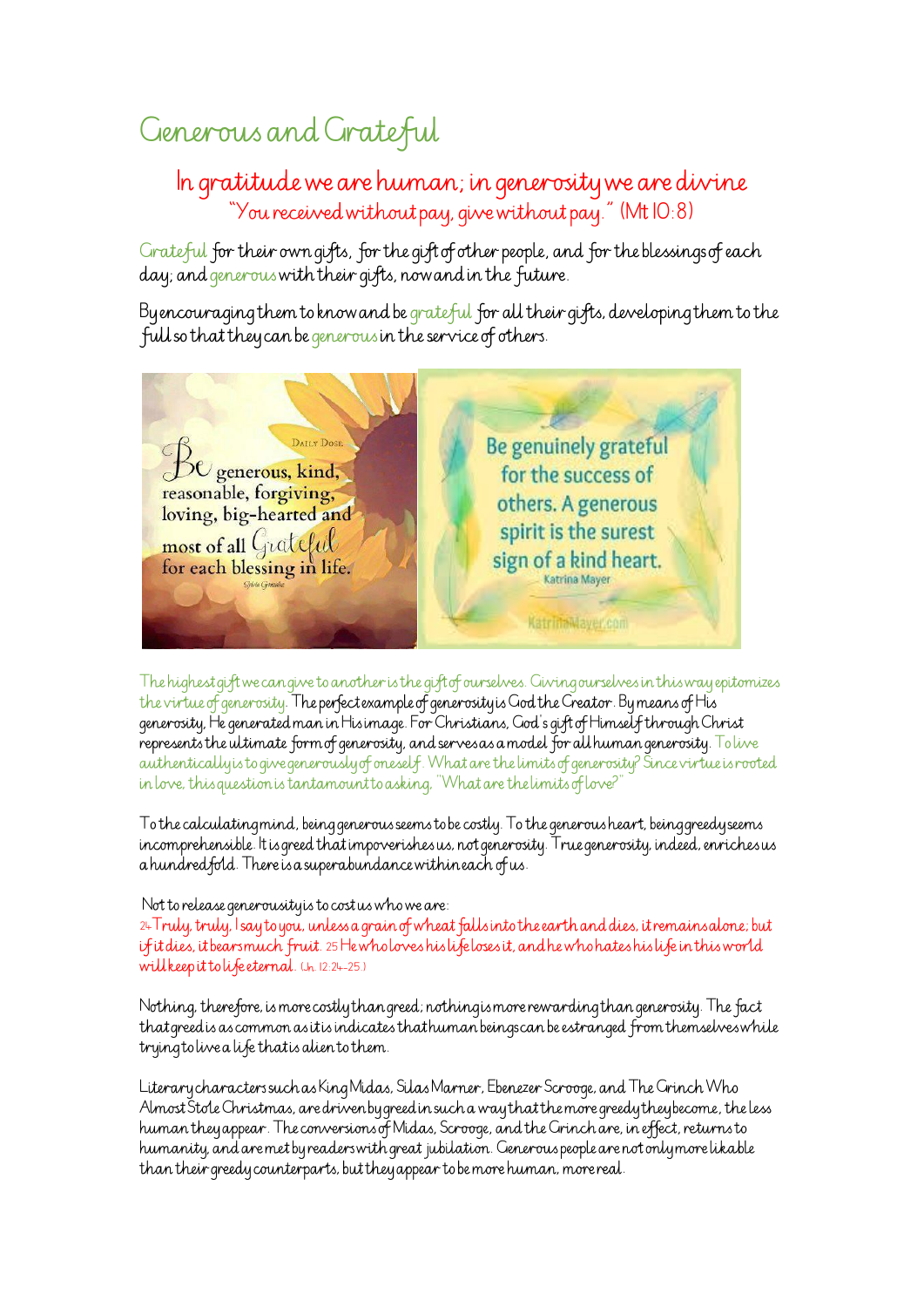# Generous and Grateful

## In gratitude we are human; in generosity we are divine

"You received without pay, give without pay." (Mt 10:8)

Grateful for their own gifts, for the gift of other people, and for the blessings of each day; and generous with their gifts, now and in the future.

By encouraging them to know and be grateful for all their gifts, developing them to the full so that they can be generous in the service of others.

Be generous, kind, reasonable, forgiving, loving, big-hearted and most of all Grateful for each blessing in life.

Be genuinely grateful for the success of others. A generous spirit is the surest sign of a kind heart. Katrina Mayer

The highest gift we can give to another is the gift of ourselves. Giving ourselves in this way epitomizes the virtue of generosity. The perfect example of generosity is God the Creator. By means of His generosity, He generated man in His image. For Christians, God's gift of Himself through Christ represents the ultimate form of generosity, and serves as a model for all human generosity. To live authentically is to give generously of oneself. What are the limits of generosity? Since virtue is rooted in love, this question is tantamount to asking, "What are the limits of love?"

To the calculating mind, being generous seems to be costly. To the generous heart, being greedy seems incomprehensible. It is greed that impoverishes us, not generosity. True generosity, indeed, enriches us a hundredfold. There is a superabundance within each of us.

Not to release generousity is to cost us who we are:
24 Truly, truly, I say to you, unless a grain of wheat falls into the earth and dies, it remains alone; but if it dies, it bears much fruit. 25 He who loves his life loses it, and he who hates his life in this world will keep it to life eternal. (Jn. 12:24-25.)

Nothing, therefore, is more costly than greed; nothing is more rewarding than generosity. The fact that greed is as common as it is indicates that human beings can be estranged from themselves while trying to live a life that is alien to them.

Literary characters such as King Midas, Silas Marner, Ebenezer Scrooge, and The Grinch Who Almost Stole Christmas, are driven by greed in such a way that the more greedy they become, the less human they appear. The conversions of Midas, Scrooge, and the Grinch are, in effect, returns to humanity, and are met by readers with great jubilation. Generous people are not only more likable than their greedy counterparts, but they appear to be more human, more real.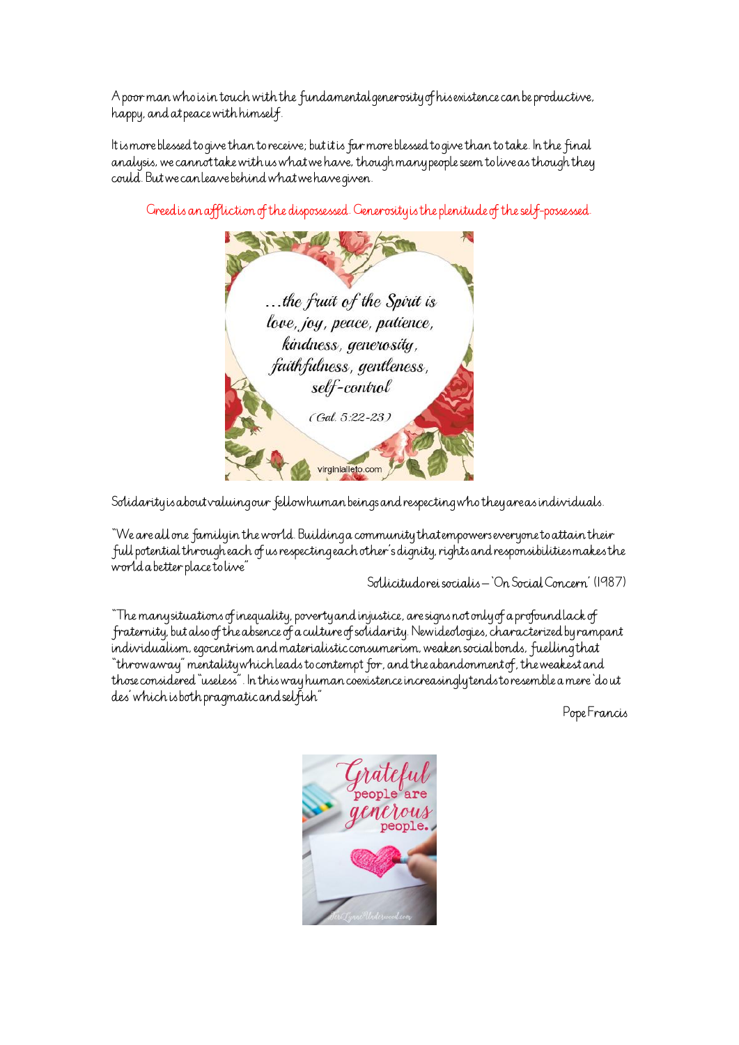A poor man who is in touch with the fundamental generosity of his existence can be productive, happy, and at peace with himself.

It is more blessed to give than to receive; but it is far more blessed to give than to take. In the final analysis, we cannot take with us what we have, though many people seem to live as though they could. But we can leave behind what we have given.

Greed is an affliction of the dispossessed. Generosity is the plenitude of the self-possessed.

…the fruit of the Spirit is love, joy, peace, patience, kindness, generosity, faithfulness, gentleness, self-control

(Gal. 5:22-23)

virginialieto.com

Solidarity is about valuing our fellow human beings and respecting who they are as individuals.

"We are all one family in the world. Building a community that empowers everyone to attain their full potential through each of us respecting each other's dignity, rights and responsibilities makes the world a better place to live"

Sollicitudo rei socialis – 'On Social Concern' (1987)

"The many situations of inequality, poverty and injustice, are signs not only of a profound lack of fraternity, but also of the absence of a culture of solidarity. New ideologies, characterized by rampant individualism, egocentrism and materialistic consumerism, weaken social bonds, fuelling that "throwaway" mentality which leads to contempt for, and the abandonment of, the weakest and those considered "useless". In this way human coexistence increasingly tends to resemble a mere 'do ut des' which is both pragmatic and selfish"

Pope Francis

Grateful people are generous people.

JessLynneUnderwood.com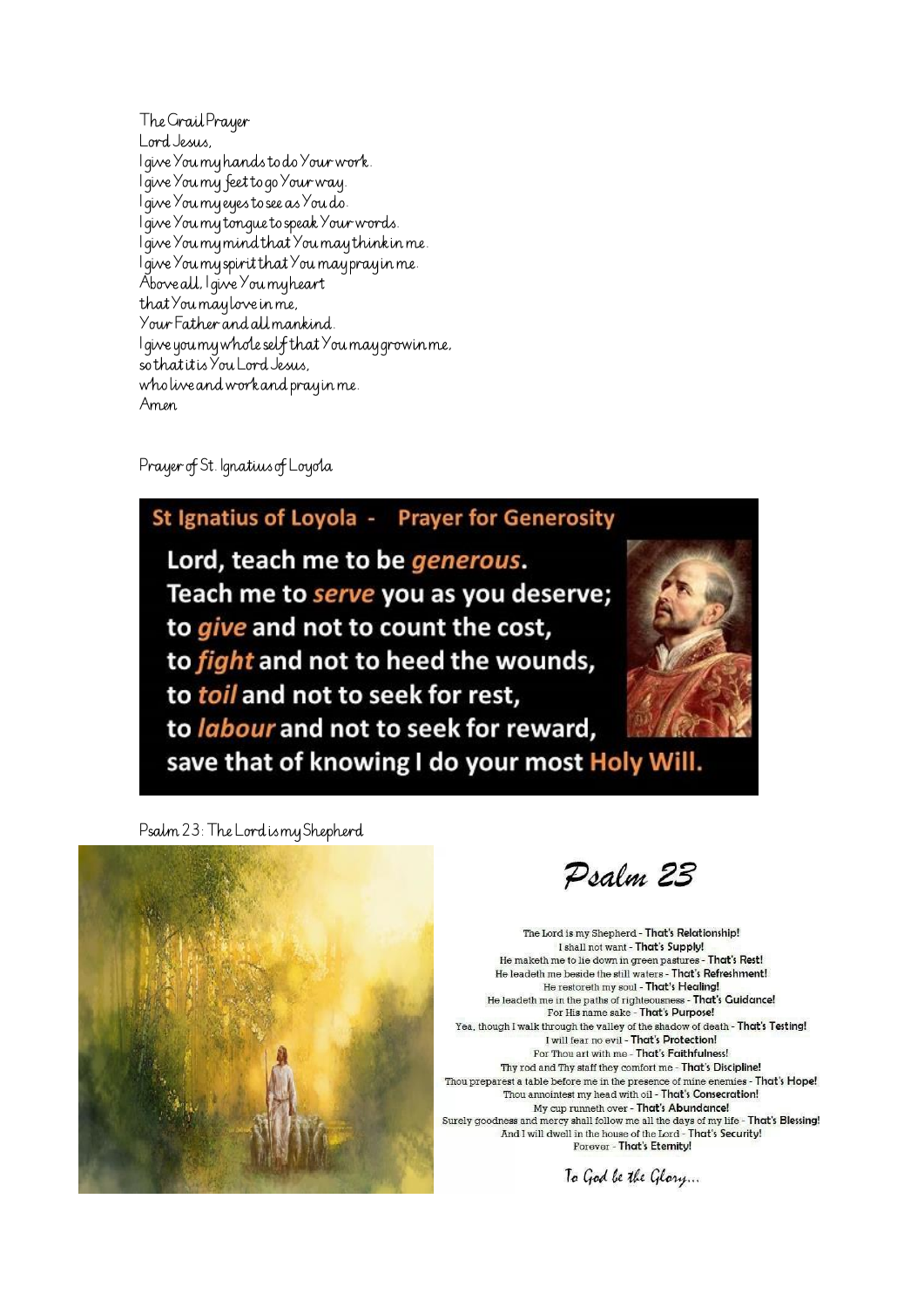The Grail Prayer

Lord Jesus,
I give You my hands to do Your work.
I give You my feet to go Your way.
I give You my eyes to see as You do.
I give You my tongue to speak Your words.
I give You my mind that You may think in me.
I give You my spirit that You may pray in me.
Above all, I give You my heart
that You may love in me,
Your Father and all mankind.
I give you my whole self that You may grow in me,
so that it is You Lord Jesus,
who live and work and pray in me.
Amen

Prayer of St. Ignatius of Loyola

**St Ignatius of Loyola - Prayer for Generosity**

**Lord, teach me to be *generous*.**
**Teach me to *serve* you as you deserve;**
**to *give* and not to count the cost,**
**to *fight* and not to heed the wounds,**
**to *toil* and not to seek for rest,**
**to *labour* and not to seek for reward,**
**save that of knowing I do your most Holy Will.**

Psalm 23: The Lord is my Shepherd

*Psalm 23*

The Lord is my Shepherd - **That's Relationship!**
I shall not want - **That's Supply!**
He maketh me to lie down in green pastures - **That's Rest!**
He leadeth me beside the still waters - **That's Refreshment!**
He restoreth my soul - **That's Healing!**
He leadeth me in the paths of righteousness - **That's Guidance!**
For His name sake - **That's Purpose!**
Yea, though I walk through the valley of the shadow of death - **That's Testing!**
I will fear no evil - **That's Protection!**
For Thou art with me - **That's Faithfulness!**
Thy rod and Thy staff they comfort me - **That's Discipline!**
Thou preparest a table before me in the presence of mine enemies - **That's Hope!**
Thou annointest my head with oil - **That's Consecration!**
My cup runneth over - **That's Abundance!**
Surely goodness and mercy shall follow me all the days of my life - **That's Blessing!**
And I will dwell in the house of the Lord - **That's Security!**
Forever - **That's Eternity!**

*To God be the Glory...*